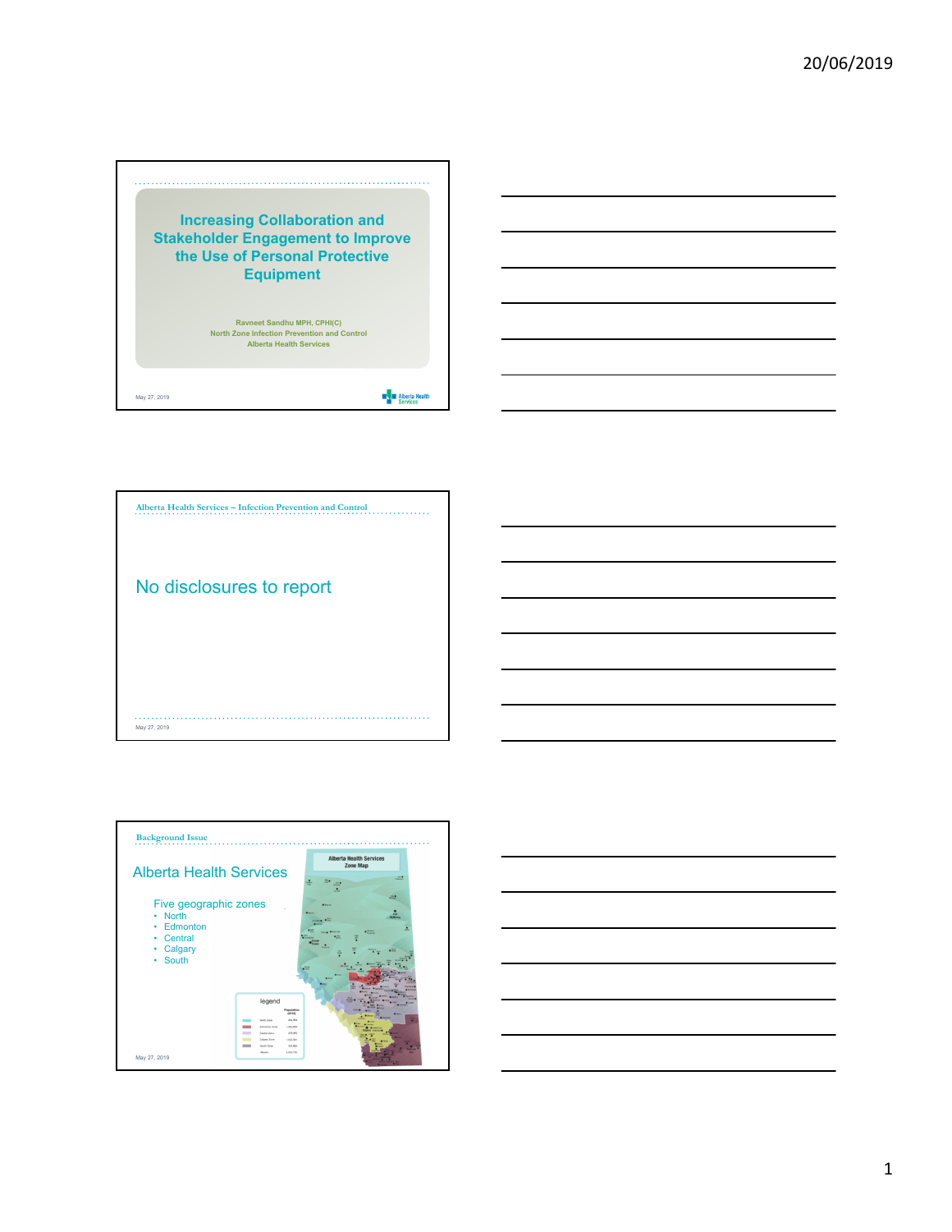# Increasing Collaboration and Stakeholder Engagement to Improve the Use of Personal Protective Equipment

Ravneet Sandhu MPH, CPHI(C)
North Zone Infection Prevention and Control
Alberta Health Services

May 27, 2019

---

Alberta Health Services – Infection Prevention and Control

No disclosures to report

May 27, 2019

---

Background Issue

## Alberta Health Services

Five geographic zones

- North
- Edmonton
- Central
- Calgary
- South

Alberta Health Services Zone Map

May 27, 2019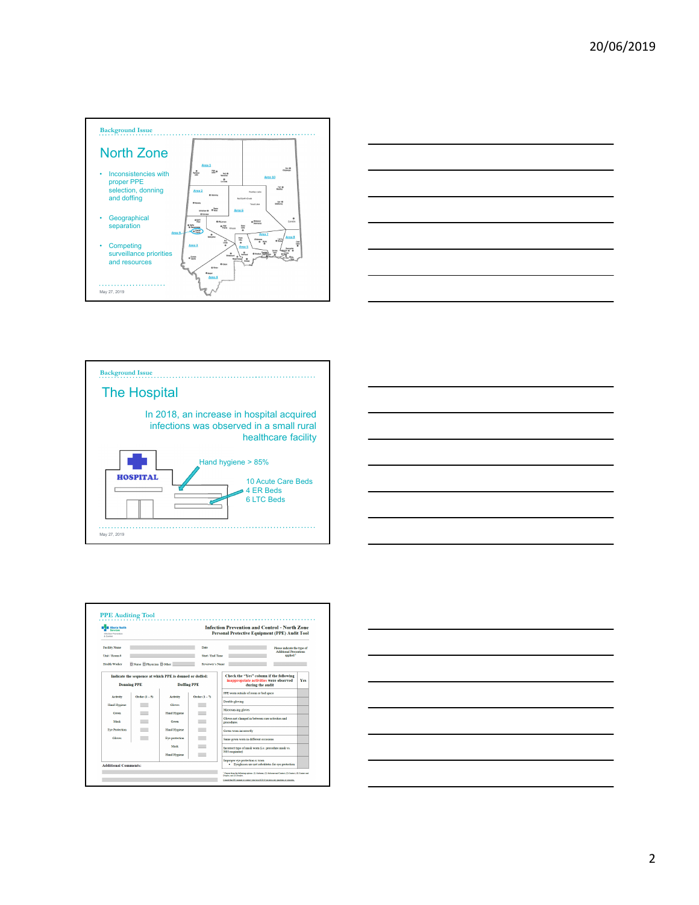## Background Issue

# North Zone

- Inconsistencies with proper PPE selection, donning and doffing
- Geographical separation
- Competing surveillance priorities and resources

May 27, 2019

## Background Issue

# The Hospital

In 2018, an increase in hospital acquired infections was observed in a small rural healthcare facility

HOSPITAL

Hand hygiene > 85%

10 Acute Care Beds
4 ER Beds
6 LTC Beds

May 27, 2019

## PPE Auditing Tool

**Infection Prevention and Control - North Zone**
**Personal Protective Equipment (PPE) Audit Tool**

Facility Name | Date | Please indicate the type of Additional Precautions applied
Unit / Room # | Start / End Time
Health Worker ☐ Nurse ☐ Physician ☐ Other | Reviewer's Name

**Indicate the sequence at which PPE is donned or doffed:**

| Donning PPE | | Doffing PPE | |
|---|---|---|---|
| Activity | Order (1 – 5) | Activity | Order (1 – 7) |
| Hand Hygiene | | Gloves | |
| Gown | | Hand Hygiene | |
| Mask | | Gown | |
| Eye Protection | | Hand Hygiene | |
| Gloves | | Eye protection | |
| | | Mask | |
| | | Hand Hygiene | |

| Check the "Yes" column if the following inappropriate activities were observed during the audit | Yes |
|---|---|
| PPE worn outside of room or bed space | |
| Double gloving | |
| Macerating gloves | |
| Gloves not changed in between care activities and procedures | |
| Gown worn incorrectly | |
| Same gown worn in different occasions | |
| Incorrect type of mask worn (i.e. procedure mask vs. N95 respirator) | |
| Improper eye protection is worn • Eyeglasses are not substitutes for eye protection | |

**Additional Comments:**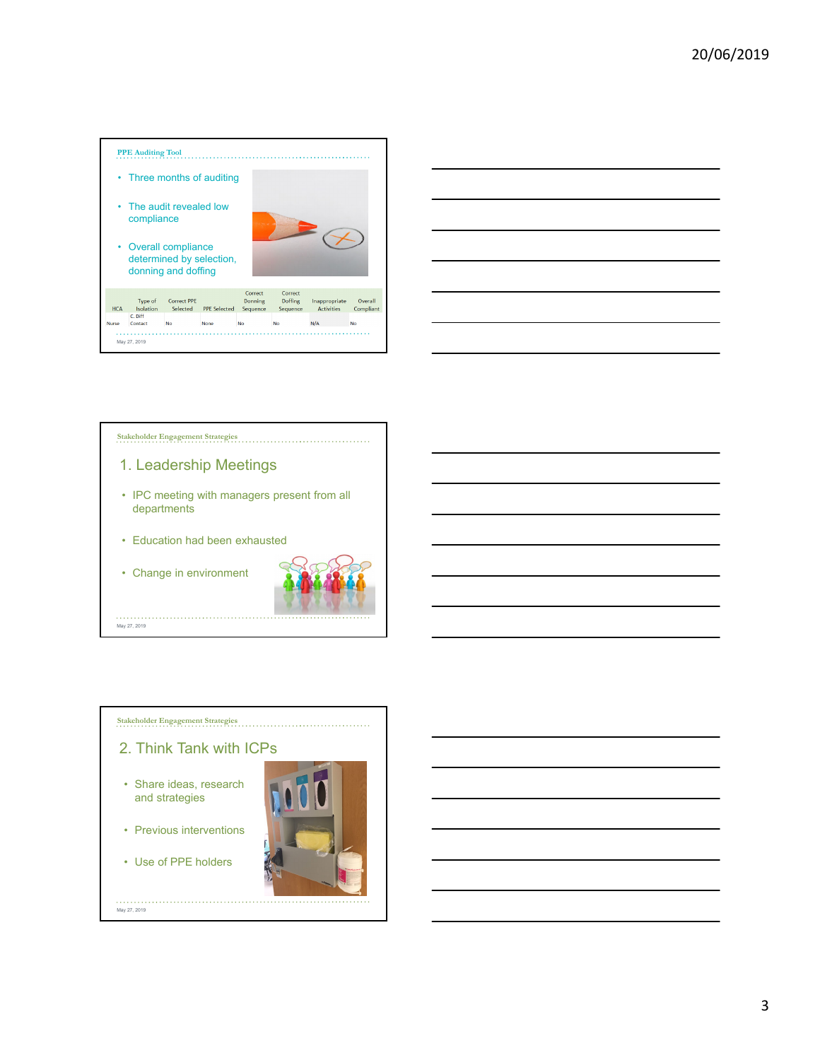## PPE Auditing Tool

- Three months of auditing
- The audit revealed low compliance
- Overall compliance determined by selection, donning and doffing

| HCA | Type of Isolation | Correct PPE Selected | PPE Selected | Correct Donning Sequence | Correct Doffing Sequence | Inappropriate Activities | Overall Compliant |
|---|---|---|---|---|---|---|---|
| Nurse | C. Diff Contact | No | None | No | No | N/A | No |

May 27, 2019

## Stakeholder Engagement Strategies

### 1. Leadership Meetings

- IPC meeting with managers present from all departments
- Education had been exhausted
- Change in environment

May 27, 2019

## Stakeholder Engagement Strategies

### 2. Think Tank with ICPs

- Share ideas, research and strategies
- Previous interventions
- Use of PPE holders

May 27, 2019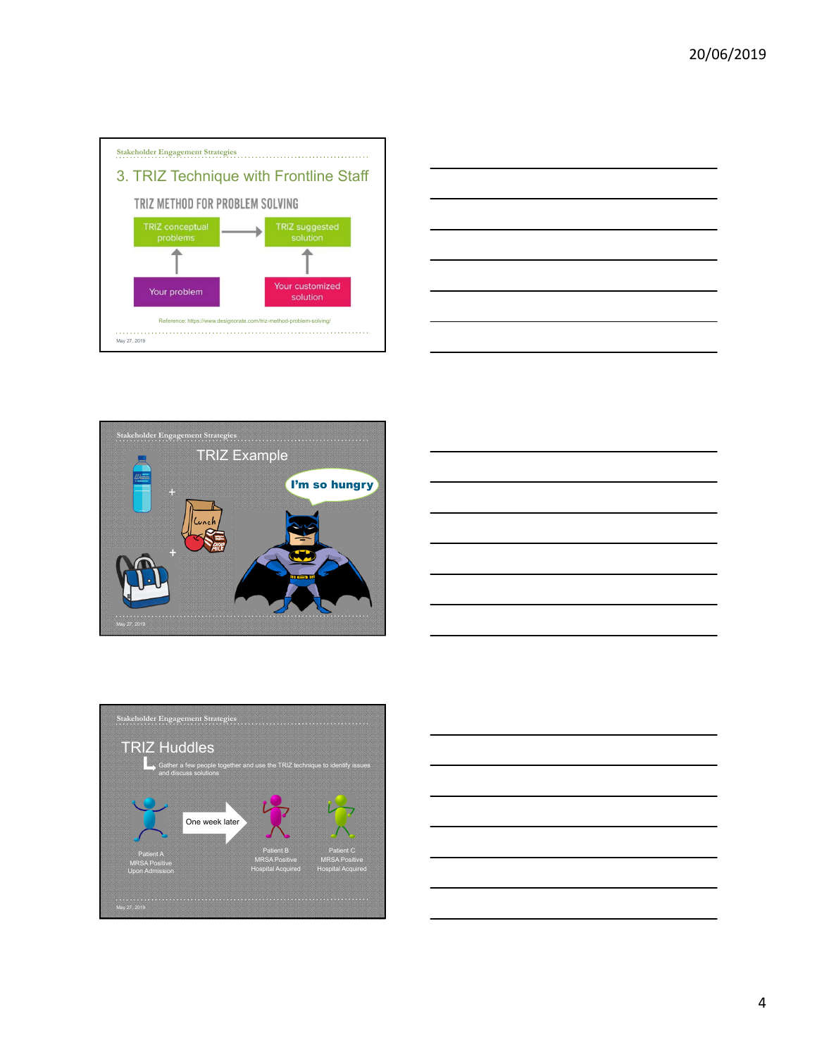Stakeholder Engagement Strategies

## 3. TRIZ Technique with Frontline Staff

TRIZ METHOD FOR PROBLEM SOLVING

TRIZ conceptual problems → TRIZ suggested solution

Your problem → Your customized solution

Reference: https://www.designorate.com/triz-method-problem-solving/

May 27, 2019

---

Stakeholder Engagement Strategies

## TRIZ Example

I'm so hungry

May 27, 2019

---

Stakeholder Engagement Strategies

## TRIZ Huddles

Gather a few people together and use the TRIZ technique to identify issues and discuss solutions

Patient A
MRSA Positive
Upon Admission

One week later

Patient B
MRSA Positive
Hospital Acquired

Patient C
MRSA Positive
Hospital Acquired

May 27, 2019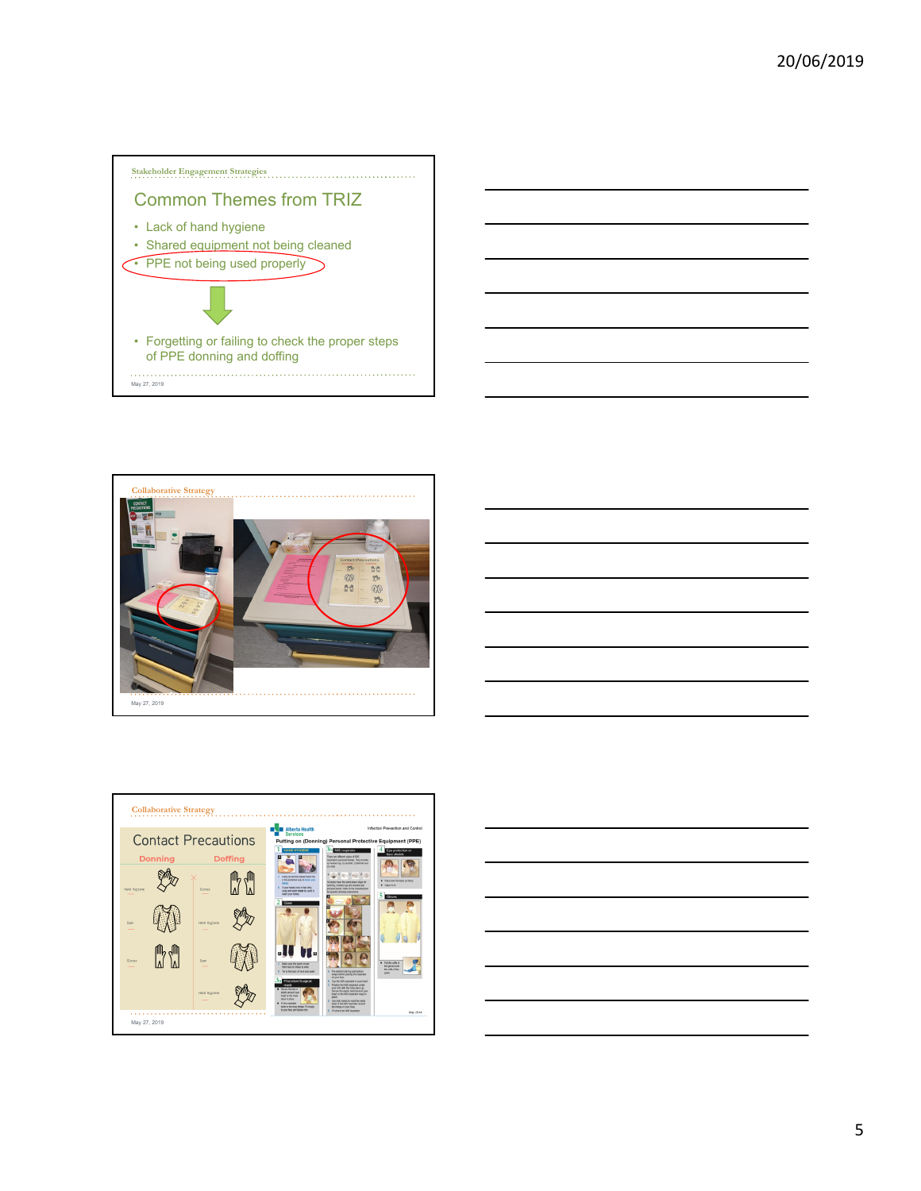Stakeholder Engagement Strategies

## Common Themes from TRIZ

- Lack of hand hygiene
- Shared equipment not being cleaned
- PPE not being used properly

- Forgetting or failing to check the proper steps of PPE donning and doffing

May 27, 2019

Collaborative Strategy

May 27, 2019

Collaborative Strategy

Contact Precautions

Donning | Doffing

May 27, 2019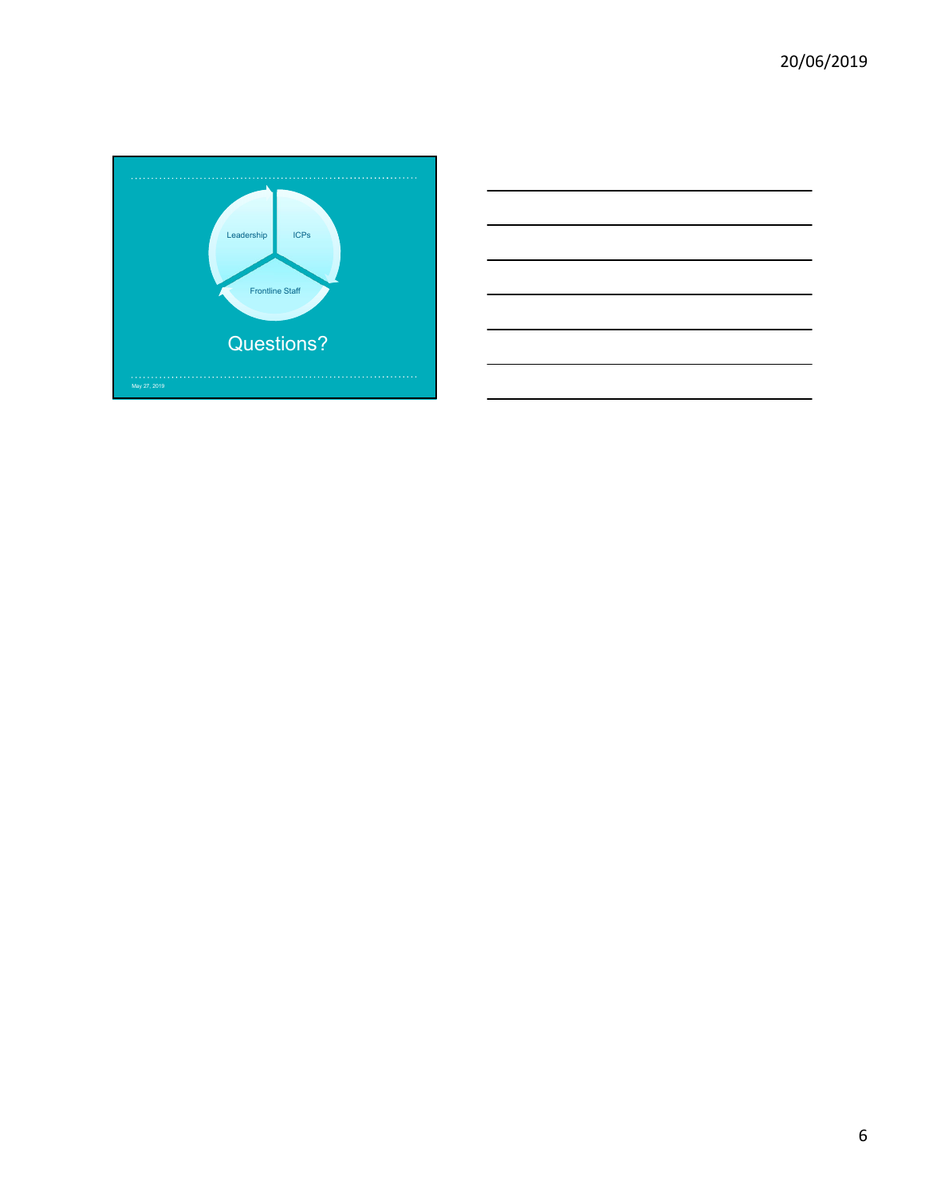Leadership

ICPs

Frontline Staff

Questions?

May 27, 2019